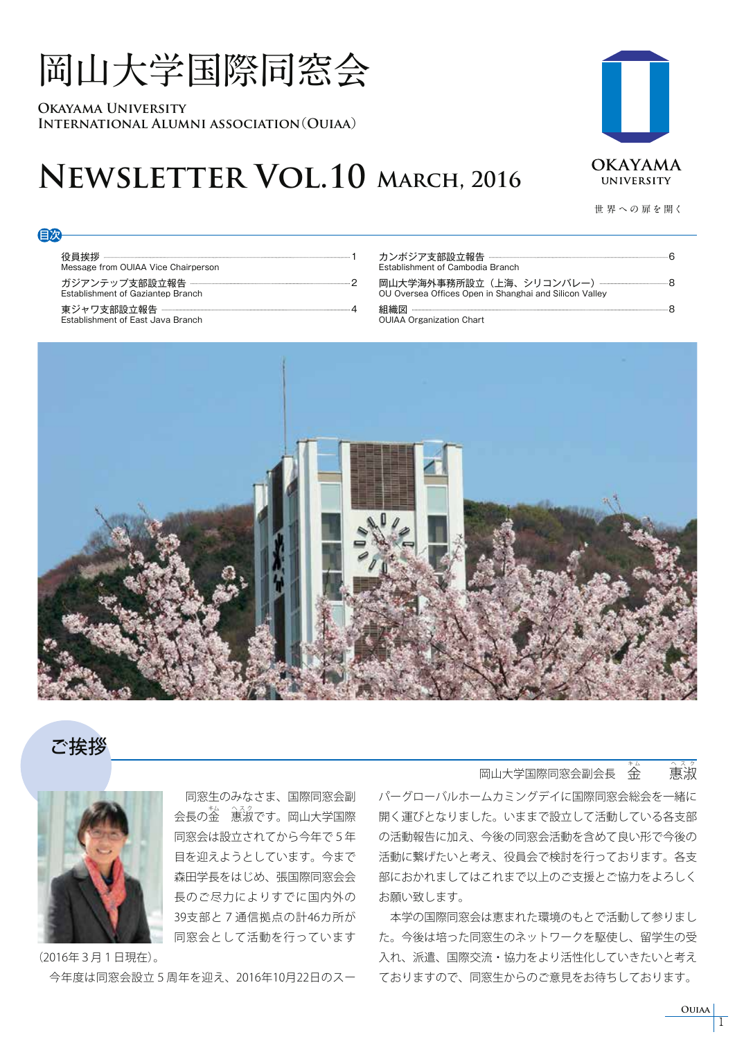# 岡山大学国際同窓会

OKAYAMA UNIVERSITY
INTERNATIONAL ALUMNI ASSOCIATION（OUIAA）

# NEWSLETTER VOL.10 MARCH, 2016

OKAYAMA UNIVERSITY
世界への扉を開く

## 目次

| | |
|---|---|
| 役員挨拶 Message from OUIAA Vice Chairperson | 1 |
| ガジアンテップ支部設立報告 Establishment of Gaziantep Branch | 2 |
| 東ジャワ支部設立報告 Establishment of East Java Branch | 4 |
| カンボジア支部設立報告 Establishment of Cambodia Branch | 6 |
| 岡山大学海外事務所設立（上海、シリコンバレー） OU Oversea Offices Open in Shanghai and Silicon Valley | 8 |
| 組織図 OUIAA Organization Chart | 8 |

## ご挨拶

岡山大学国際同窓会副会長　金（キム）　惠淑（ヘスク）

同窓生のみなさま、国際同窓会副会長の金（キム）惠淑（ヘスク）です。岡山大学国際同窓会は設立されてから今年で５年目を迎えようとしています。今まで森田学長をはじめ、張国際同窓会会長のご尽力によりすでに国内外の39支部と７通信拠点の計46カ所が同窓会として活動を行っています（2016年３月１日現在）。

今年度は同窓会設立５周年を迎え、2016年10月22日のスーパーグローバルホームカミングデイに国際同窓会総会を一緒に開く運びとなりました。いままで設立して活動している各支部の活動報告に加え、今後の同窓会活動を含めて良い形で今後の活動に繋げたいと考え、役員会で検討を行っております。各支部におかれましてはこれまで以上のご支援とご協力をよろしくお願い致します。

本学の国際同窓会は恵まれた環境のもとで活動して参りました。今後は培った同窓生のネットワークを駆使し、留学生の受入れ、派遣、国際交流・協力をより活性化していきたいと考えておりますので、同窓生からのご意見をお待ちしております。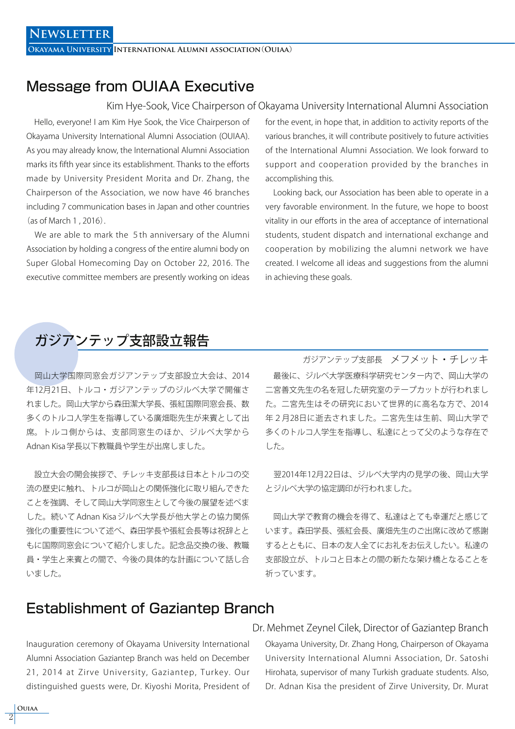## Message from OUIAA Executive

Kim Hye-Sook, Vice Chairperson of Okayama University International Alumni Association

Hello, everyone! I am Kim Hye Sook, the Vice Chairperson of Okayama University International Alumni Association (OUIAA). As you may already know, the International Alumni Association marks its fifth year since its establishment. Thanks to the efforts made by University President Morita and Dr. Zhang, the Chairperson of the Association, we now have 46 branches including 7 communication bases in Japan and other countries (as of March 1, 2016).

We are able to mark the 5th anniversary of the Alumni Association by holding a congress of the entire alumni body on Super Global Homecoming Day on October 22, 2016. The executive committee members are presently working on ideas for the event, in hope that, in addition to activity reports of the various branches, it will contribute positively to future activities of the International Alumni Association. We look forward to support and cooperation provided by the branches in accomplishing this.

Looking back, our Association has been able to operate in a very favorable environment. In the future, we hope to boost vitality in our efforts in the area of acceptance of international students, student dispatch and international exchange and cooperation by mobilizing the alumni network we have created. I welcome all ideas and suggestions from the alumni in achieving these goals.

## ガジアンテップ支部設立報告

ガジアンテップ支部長　メフメット・チレッキ

岡山大学国際同窓会ガジアンテップ支部設立大会は、2014年12月21日、トルコ・ガジアンテップのジルベ大学で開催されました。岡山大学から森田潔大学長、張紅国際同窓会長、数多くのトルコ人学生を指導している廣畑聡先生が来賓として出席。トルコ側からは、支部同窓生のほか、ジルベ大学からAdnan Kisa学長以下教職員や学生が出席しました。

設立大会の開会挨拶で、チレッキ支部長は日本とトルコの交流の歴史に触れ、トルコが岡山との関係強化に取り組んできたことを強調、そして岡山大学同窓生として今後の展望を述べました。続いてAdnan Kisaジルベ大学長が他大学との協力関係強化の重要性について述べ、森田学長や張紅会長等は祝辞とともに国際同窓会について紹介しました。記念品交換の後、教職員・学生と来賓との間で、今後の具体的な計画について話し合いました。

最後に、ジルベ大学医療科学研究センター内で、岡山大学の二宮善文先生の名を冠した研究室のテープカットが行われました。二宮先生はその研究において世界的に高名な方で、2014年２月28日に逝去されました。二宮先生は生前、岡山大学で多くのトルコ人学生を指導し、私達にとって父のような存在でした。

翌2014年12月22日は、ジルベ大学内の見学の後、岡山大学とジルベ大学の協定調印が行われました。

岡山大学で教育の機会を得て、私達はとても幸運だと感じています。森田学長、張紅会長、廣畑先生のご出席に改めて感謝するとともに、日本の友人全てにお礼をお伝えしたい。私達の支部設立が、トルコと日本との間の新たな架け橋となることを祈っています。

## Establishment of Gaziantep Branch

Dr. Mehmet Zeynel Cilek, Director of Gaziantep Branch

Inauguration ceremony of Okayama University International Alumni Association Gaziantep Branch was held on December 21, 2014 at Zirve University, Gaziantep, Turkey. Our distinguished guests were, Dr. Kiyoshi Morita, President of Okayama University, Dr. Zhang Hong, Chairperson of Okayama University International Alumni Association, Dr. Satoshi Hirohata, supervisor of many Turkish graduate students. Also, Dr. Adnan Kisa the president of Zirve University, Dr. Murat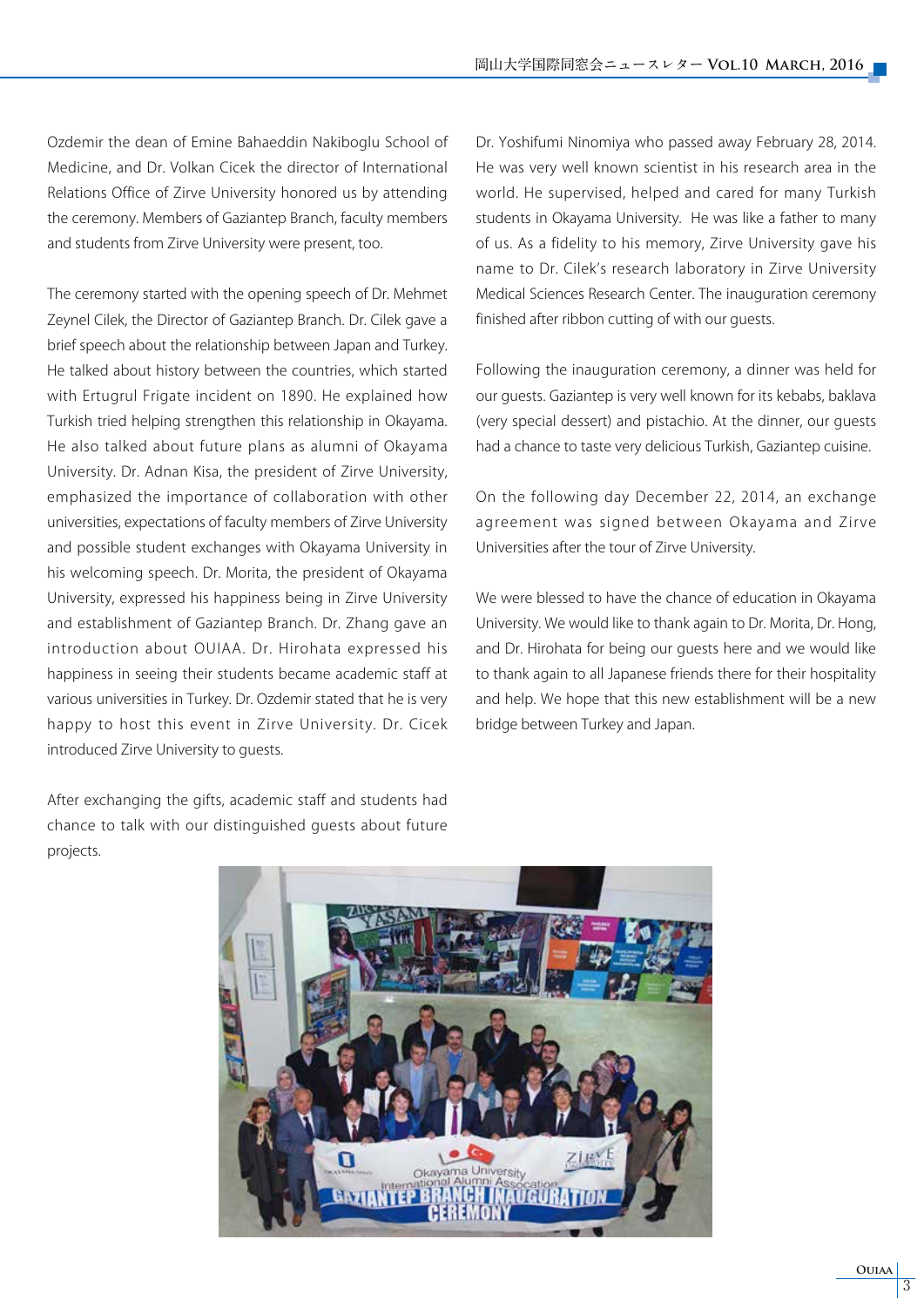Ozdemir the dean of Emine Bahaeddin Nakiboglu School of Medicine, and Dr. Volkan Cicek the director of International Relations Office of Zirve University honored us by attending the ceremony. Members of Gaziantep Branch, faculty members and students from Zirve University were present, too.

The ceremony started with the opening speech of Dr. Mehmet Zeynel Cilek, the Director of Gaziantep Branch. Dr. Cilek gave a brief speech about the relationship between Japan and Turkey. He talked about history between the countries, which started with Ertugrul Frigate incident on 1890. He explained how Turkish tried helping strengthen this relationship in Okayama. He also talked about future plans as alumni of Okayama University. Dr. Adnan Kisa, the president of Zirve University, emphasized the importance of collaboration with other universities, expectations of faculty members of Zirve University and possible student exchanges with Okayama University in his welcoming speech. Dr. Morita, the president of Okayama University, expressed his happiness being in Zirve University and establishment of Gaziantep Branch. Dr. Zhang gave an introduction about OUIAA. Dr. Hirohata expressed his happiness in seeing their students became academic staff at various universities in Turkey. Dr. Ozdemir stated that he is very happy to host this event in Zirve University. Dr. Cicek introduced Zirve University to guests.

After exchanging the gifts, academic staff and students had chance to talk with our distinguished guests about future projects.

Dr. Yoshifumi Ninomiya who passed away February 28, 2014. He was very well known scientist in his research area in the world. He supervised, helped and cared for many Turkish students in Okayama University. He was like a father to many of us. As a fidelity to his memory, Zirve University gave his name to Dr. Cilek's research laboratory in Zirve University Medical Sciences Research Center. The inauguration ceremony finished after ribbon cutting of with our guests.

Following the inauguration ceremony, a dinner was held for our guests. Gaziantep is very well known for its kebabs, baklava (very special dessert) and pistachio. At the dinner, our guests had a chance to taste very delicious Turkish, Gaziantep cuisine.

On the following day December 22, 2014, an exchange agreement was signed between Okayama and Zirve Universities after the tour of Zirve University.

We were blessed to have the chance of education in Okayama University. We would like to thank again to Dr. Morita, Dr. Hong, and Dr. Hirohata for being our guests here and we would like to thank again to all Japanese friends there for their hospitality and help. We hope that this new establishment will be a new bridge between Turkey and Japan.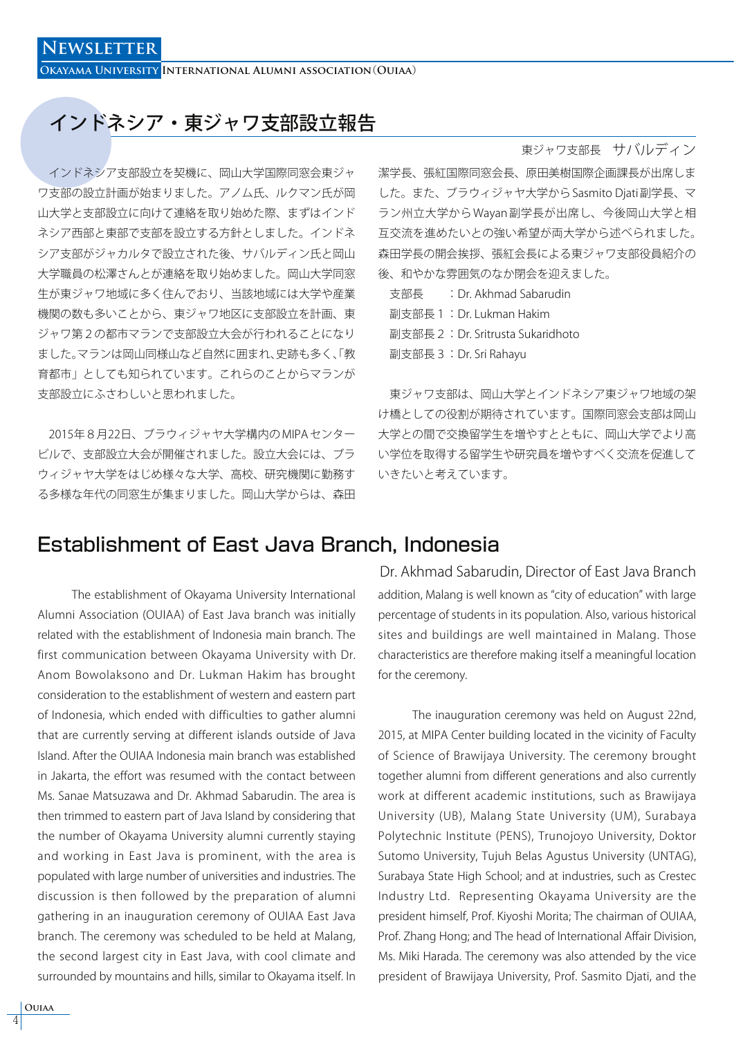## インドネシア・東ジャワ支部設立報告

東ジャワ支部長　サバルディン

インドネシア支部設立を契機に、岡山大学国際同窓会東ジャワ支部の設立計画が始まりました。アノム氏、ルクマン氏が岡山大学と支部設立に向けて連絡を取り始めた際、まずはインドネシア西部と東部で支部を設立する方針としました。インドネシア支部がジャカルタで設立された後、サバルディン氏と岡山大学職員の松澤さんとが連絡を取り始めました。岡山大学同窓生が東ジャワ地域に多く住んでおり、当該地域には大学や産業機関の数も多いことから、東ジャワ地区に支部設立を計画、東ジャワ第２の都市マランで支部設立大会が行われることになりました。マランは岡山同様山など自然に囲まれ、史跡も多く、「教育都市」としても知られています。これらのことからマランが支部設立にふさわしいと思われました。

2015年８月22日、ブラウィジャヤ大学構内のMIPAセンタービルで、支部設立大会が開催されました。設立大会には、ブラウィジャヤ大学をはじめ様々な大学、高校、研究機関に勤務する多様な年代の同窓生が集まりました。岡山大学からは、森田潔学長、張紅国際同窓会長、原田美樹国際企画課長が出席しました。また、ブラウィジャヤ大学からSasmito Djati副学長、マラン州立大学からWayan副学長が出席し、今後岡山大学と相互交流を進めたいとの強い希望が両大学から述べられました。森田学長の開会挨拶、張紅会長による東ジャワ支部役員紹介の後、和やかな雰囲気のなか閉会を迎えました。

支部長　　：Dr. Akhmad Sabarudin
副支部長１：Dr. Lukman Hakim
副支部長２：Dr. Sritrusta Sukaridhoto
副支部長３：Dr. Sri Rahayu

東ジャワ支部は、岡山大学とインドネシア東ジャワ地域の架け橋としての役割が期待されています。国際同窓会支部は岡山大学との間で交換留学生を増やすとともに、岡山大学でより高い学位を取得する留学生や研究員を増やすべく交流を促進していきたいと考えています。

## Establishment of East Java Branch, Indonesia

Dr. Akhmad Sabarudin, Director of East Java Branch

The establishment of Okayama University International Alumni Association (OUIAA) of East Java branch was initially related with the establishment of Indonesia main branch. The first communication between Okayama University with Dr. Anom Bowolaksono and Dr. Lukman Hakim has brought consideration to the establishment of western and eastern part of Indonesia, which ended with difficulties to gather alumni that are currently serving at different islands outside of Java Island. After the OUIAA Indonesia main branch was established in Jakarta, the effort was resumed with the contact between Ms. Sanae Matsuzawa and Dr. Akhmad Sabarudin. The area is then trimmed to eastern part of Java Island by considering that the number of Okayama University alumni currently staying and working in East Java is prominent, with the area is populated with large number of universities and industries. The discussion is then followed by the preparation of alumni gathering in an inauguration ceremony of OUIAA East Java branch. The ceremony was scheduled to be held at Malang, the second largest city in East Java, with cool climate and surrounded by mountains and hills, similar to Okayama itself. In addition, Malang is well known as "city of education" with large percentage of students in its population. Also, various historical sites and buildings are well maintained in Malang. Those characteristics are therefore making itself a meaningful location for the ceremony.

The inauguration ceremony was held on August 22nd, 2015, at MIPA Center building located in the vicinity of Faculty of Science of Brawijaya University. The ceremony brought together alumni from different generations and also currently work at different academic institutions, such as Brawijaya University (UB), Malang State University (UM), Surabaya Polytechnic Institute (PENS), Trunojoyo University, Doktor Sutomo University, Tujuh Belas Agustus University (UNTAG), Surabaya State High School; and at industries, such as Crestec Industry Ltd. Representing Okayama University are the president himself, Prof. Kiyoshi Morita; The chairman of OUIAA, Prof. Zhang Hong; and The head of International Affair Division, Ms. Miki Harada. The ceremony was also attended by the vice president of Brawijaya University, Prof. Sasmito Djati, and the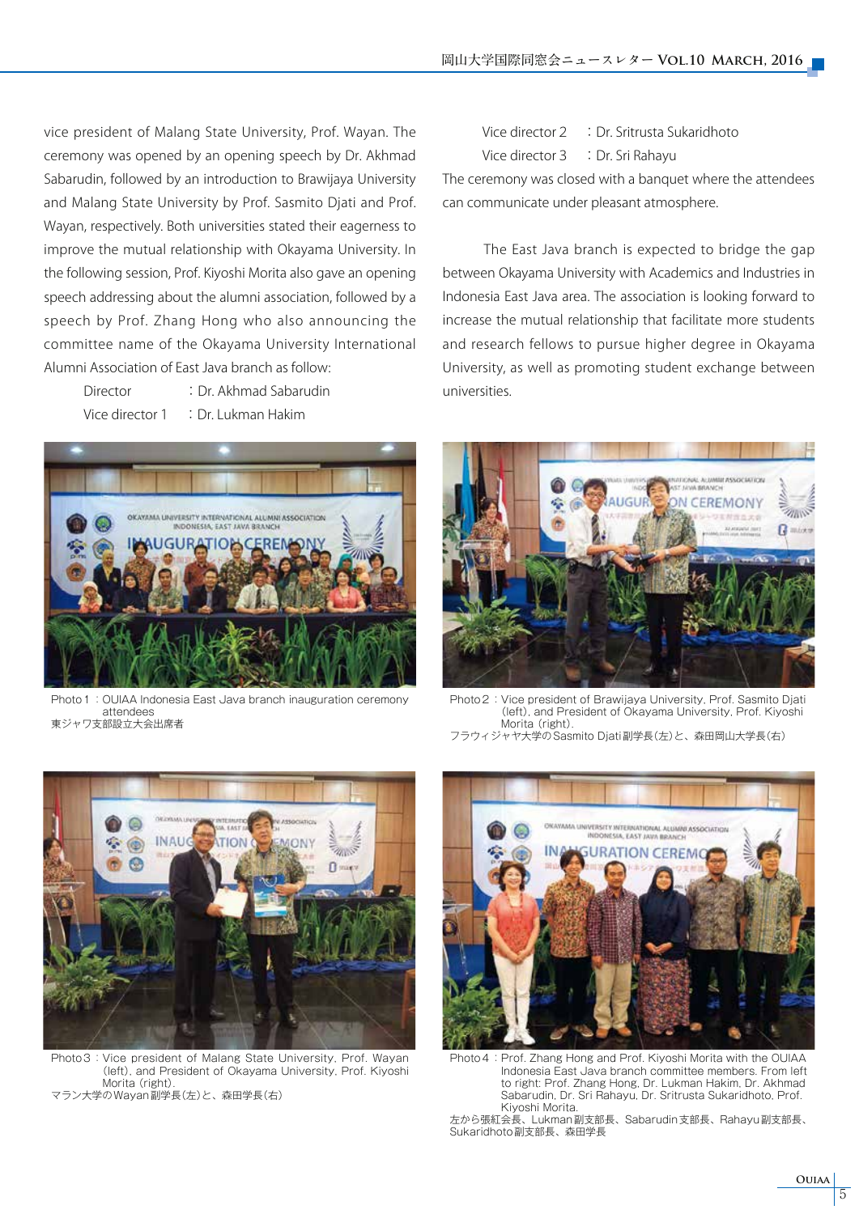vice president of Malang State University, Prof. Wayan. The ceremony was opened by an opening speech by Dr. Akhmad Sabarudin, followed by an introduction to Brawijaya University and Malang State University by Prof. Sasmito Djati and Prof. Wayan, respectively. Both universities stated their eagerness to improve the mutual relationship with Okayama University. In the following session, Prof. Kiyoshi Morita also gave an opening speech addressing about the alumni association, followed by a speech by Prof. Zhang Hong who also announcing the committee name of the Okayama University International Alumni Association of East Java branch as follow:

Director　　　：Dr. Akhmad Sabarudin
Vice director 1　：Dr. Lukman Hakim
Vice director 2　：Dr. Sritrusta Sukaridhoto
Vice director 3　：Dr. Sri Rahayu

The ceremony was closed with a banquet where the attendees can communicate under pleasant atmosphere.

The East Java branch is expected to bridge the gap between Okayama University with Academics and Industries in Indonesia East Java area. The association is looking forward to increase the mutual relationship that facilitate more students and research fellows to pursue higher degree in Okayama University, as well as promoting student exchange between universities.

Photo 1：OUIAA Indonesia East Java branch inauguration ceremony attendees
東ジャワ支部設立大会出席者

Photo 2：Vice president of Brawijaya University, Prof. Sasmito Djati (left), and President of Okayama University, Prof. Kiyoshi Morita (right).
フラウィジャヤ大学のSasmito Djati副学長(左)と、森田岡山大学長(右)

Photo 3：Vice president of Malang State University, Prof. Wayan (left), and President of Okayama University, Prof. Kiyoshi Morita (right).
マラン大学のWayan副学長(左)と、森田学長(右)

Photo 4：Prof. Zhang Hong and Prof. Kiyoshi Morita with the OUIAA Indonesia East Java branch committee members. From left to right: Prof. Zhang Hong, Dr. Lukman Hakim, Dr. Akhmad Sabarudin, Dr. Sri Rahayu, Dr. Sritrusta Sukaridhoto, Prof. Kiyoshi Morita.
左から張紅会長、Lukman副支部長、Sabarudin支部長、Rahayu副支部長、Sukaridhoto副支部長、森田学長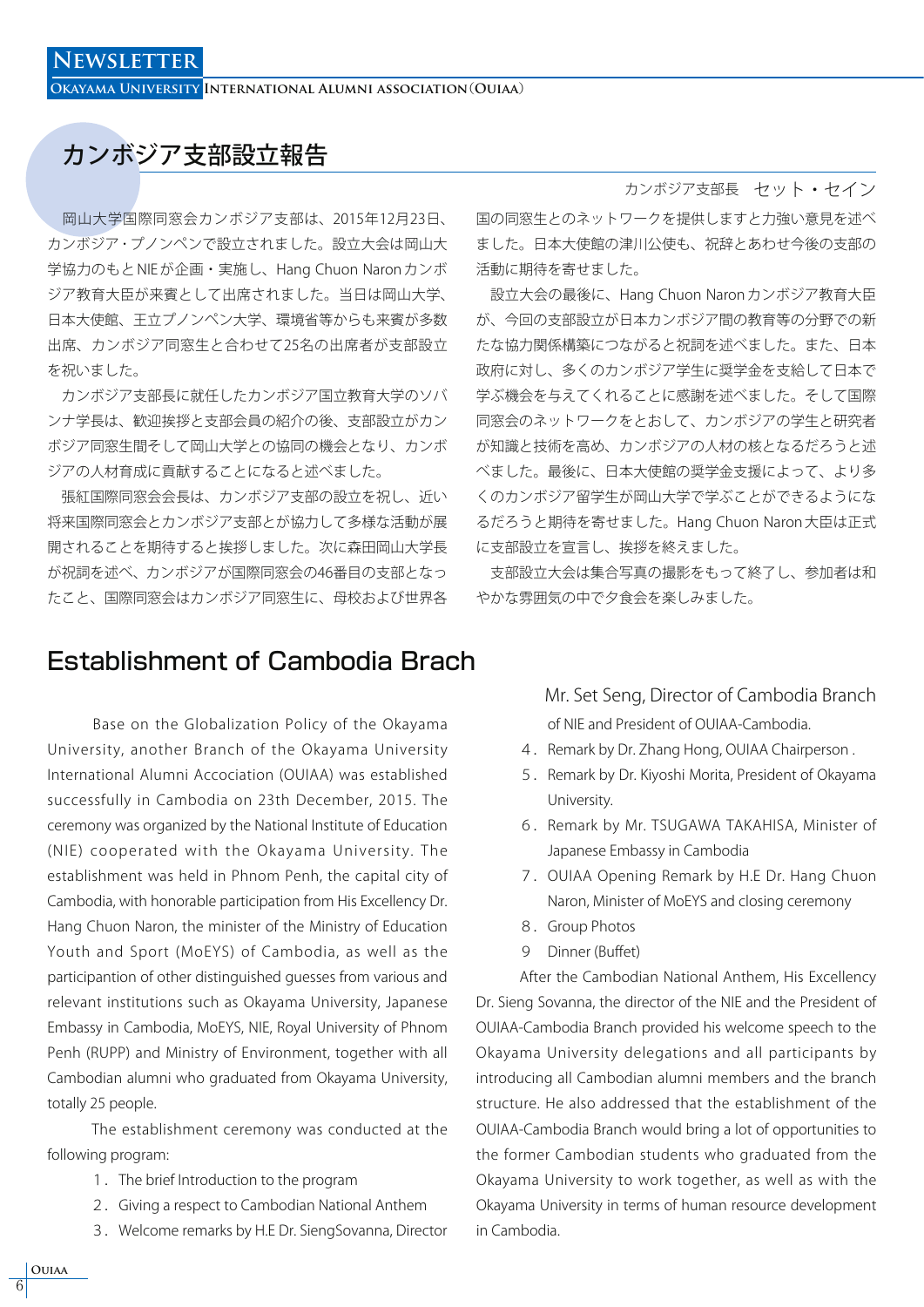# カンボジア支部設立報告

カンボジア支部長　セット・セイン

岡山大学国際同窓会カンボジア支部は、2015年12月23日、カンボジア・プノンペンで設立されました。設立大会は岡山大学協力のもとNIEが企画・実施し、Hang Chuon Naronカンボジア教育大臣が来賓として出席されました。当日は岡山大学、日本大使館、王立プノンペン大学、環境省等からも来賓が多数出席、カンボジア同窓生と合わせて25名の出席者が支部設立を祝いました。

カンボジア支部長に就任したカンボジア国立教育大学のソバンナ学長は、歓迎挨拶と支部会員の紹介の後、支部設立がカンボジア同窓生間そして岡山大学との協同の機会となり、カンボジアの人材育成に貢献することになると述べました。

張紅国際同窓会会長は、カンボジア支部の設立を祝し、近い将来国際同窓会とカンボジア支部とが協力して多様な活動が展開されることを期待すると挨拶しました。次に森田岡山大学長が祝詞を述べ、カンボジアが国際同窓会の46番目の支部となったこと、国際同窓会はカンボジア同窓生に、母校および世界各国の同窓生とのネットワークを提供しますと力強い意見を述べました。日本大使館の津川公使も、祝辞とあわせ今後の支部の活動に期待を寄せました。

設立大会の最後に、Hang Chuon Naronカンボジア教育大臣が、今回の支部設立が日本カンボジア間の教育等の分野での新たな協力関係構築につながると祝詞を述べました。また、日本政府に対し、多くのカンボジア学生に奨学金を支給して日本で学ぶ機会を与えてくれることに感謝を述べました。そして国際同窓会のネットワークをとおして、カンボジアの学生と研究者が知識と技術を高め、カンボジアの人材の核となるだろうと述べました。最後に、日本大使館の奨学金支援によって、より多くのカンボジア留学生が岡山大学で学ぶことができるようになるだろうと期待を寄せました。Hang Chuon Naron大臣は正式に支部設立を宣言し、挨拶を終えました。

支部設立大会は集合写真の撮影をもって終了し、参加者は和やかな雰囲気の中で夕食会を楽しみました。

# Establishment of Cambodia Brach

Mr. Set Seng, Director of Cambodia Branch

Base on the Globalization Policy of the Okayama University, another Branch of the Okayama University International Alumni Accociation (OUIAA) was established successfully in Cambodia on 23th December, 2015. The ceremony was organized by the National Institute of Education (NIE) cooperated with the Okayama University. The establishment was held in Phnom Penh, the capital city of Cambodia, with honorable participation from His Excellency Dr. Hang Chuon Naron, the minister of the Ministry of Education Youth and Sport (MoEYS) of Cambodia, as well as the participantion of other distinguished guesses from various and relevant institutions such as Okayama University, Japanese Embassy in Cambodia, MoEYS, NIE, Royal University of Phnom Penh (RUPP) and Ministry of Environment, together with all Cambodian alumni who graduated from Okayama University, totally 25 people.

The establishment ceremony was conducted at the following program:

1. The brief Introduction to the program
2. Giving a respect to Cambodian National Anthem
3. Welcome remarks by H.E Dr. SiengSovanna, Director of NIE and President of OUIAA-Cambodia.
4. Remark by Dr. Zhang Hong, OUIAA Chairperson .
5. Remark by Dr. Kiyoshi Morita, President of Okayama University.
6. Remark by Mr. TSUGAWA TAKAHISA, Minister of Japanese Embassy in Cambodia
7. OUIAA Opening Remark by H.E Dr. Hang Chuon Naron, Minister of MoEYS and closing ceremony
8. Group Photos
9. Dinner (Buffet)

After the Cambodian National Anthem, His Excellency Dr. Sieng Sovanna, the director of the NIE and the President of OUIAA-Cambodia Branch provided his welcome speech to the Okayama University delegations and all participants by introducing all Cambodian alumni members and the branch structure. He also addressed that the establishment of the OUIAA-Cambodia Branch would bring a lot of opportunities to the former Cambodian students who graduated from the Okayama University to work together, as well as with the Okayama University in terms of human resource development in Cambodia.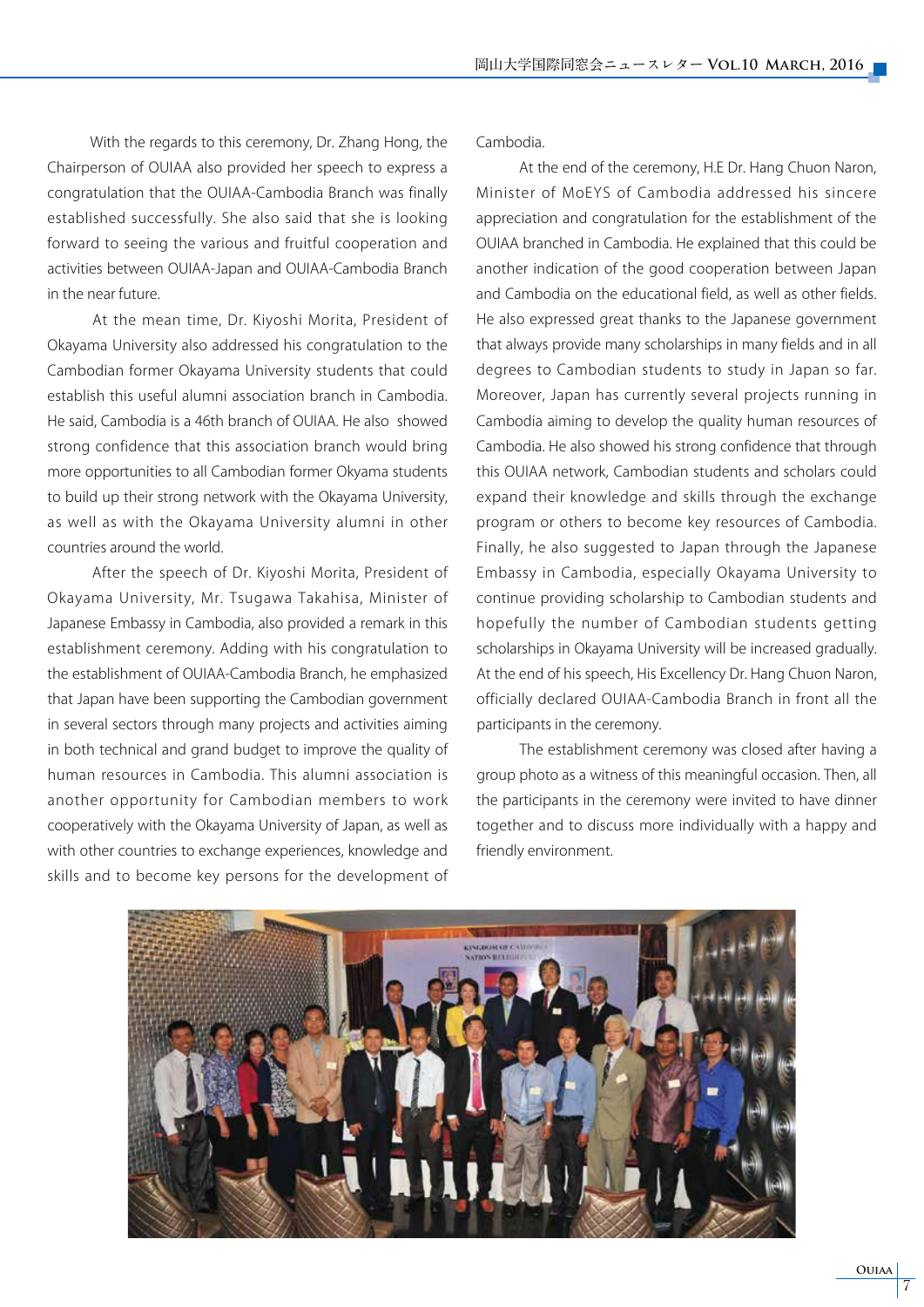With the regards to this ceremony, Dr. Zhang Hong, the Chairperson of OUIAA also provided her speech to express a congratulation that the OUIAA-Cambodia Branch was finally established successfully. She also said that she is looking forward to seeing the various and fruitful cooperation and activities between OUIAA-Japan and OUIAA-Cambodia Branch in the near future.

At the mean time, Dr. Kiyoshi Morita, President of Okayama University also addressed his congratulation to the Cambodian former Okayama University students that could establish this useful alumni association branch in Cambodia. He said, Cambodia is a 46th branch of OUIAA. He also showed strong confidence that this association branch would bring more opportunities to all Cambodian former Okyama students to build up their strong network with the Okayama University, as well as with the Okayama University alumni in other countries around the world.

After the speech of Dr. Kiyoshi Morita, President of Okayama University, Mr. Tsugawa Takahisa, Minister of Japanese Embassy in Cambodia, also provided a remark in this establishment ceremony. Adding with his congratulation to the establishment of OUIAA-Cambodia Branch, he emphasized that Japan have been supporting the Cambodian government in several sectors through many projects and activities aiming in both technical and grand budget to improve the quality of human resources in Cambodia. This alumni association is another opportunity for Cambodian members to work cooperatively with the Okayama University of Japan, as well as with other countries to exchange experiences, knowledge and skills and to become key persons for the development of Cambodia.

At the end of the ceremony, H.E Dr. Hang Chuon Naron, Minister of MoEYS of Cambodia addressed his sincere appreciation and congratulation for the establishment of the OUIAA branched in Cambodia. He explained that this could be another indication of the good cooperation between Japan and Cambodia on the educational field, as well as other fields. He also expressed great thanks to the Japanese government that always provide many scholarships in many fields and in all degrees to Cambodian students to study in Japan so far. Moreover, Japan has currently several projects running in Cambodia aiming to develop the quality human resources of Cambodia. He also showed his strong confidence that through this OUIAA network, Cambodian students and scholars could expand their knowledge and skills through the exchange program or others to become key resources of Cambodia. Finally, he also suggested to Japan through the Japanese Embassy in Cambodia, especially Okayama University to continue providing scholarship to Cambodian students and hopefully the number of Cambodian students getting scholarships in Okayama University will be increased gradually. At the end of his speech, His Excellency Dr. Hang Chuon Naron, officially declared OUIAA-Cambodia Branch in front all the participants in the ceremony.

The establishment ceremony was closed after having a group photo as a witness of this meaningful occasion. Then, all the participants in the ceremony were invited to have dinner together and to discuss more individually with a happy and friendly environment.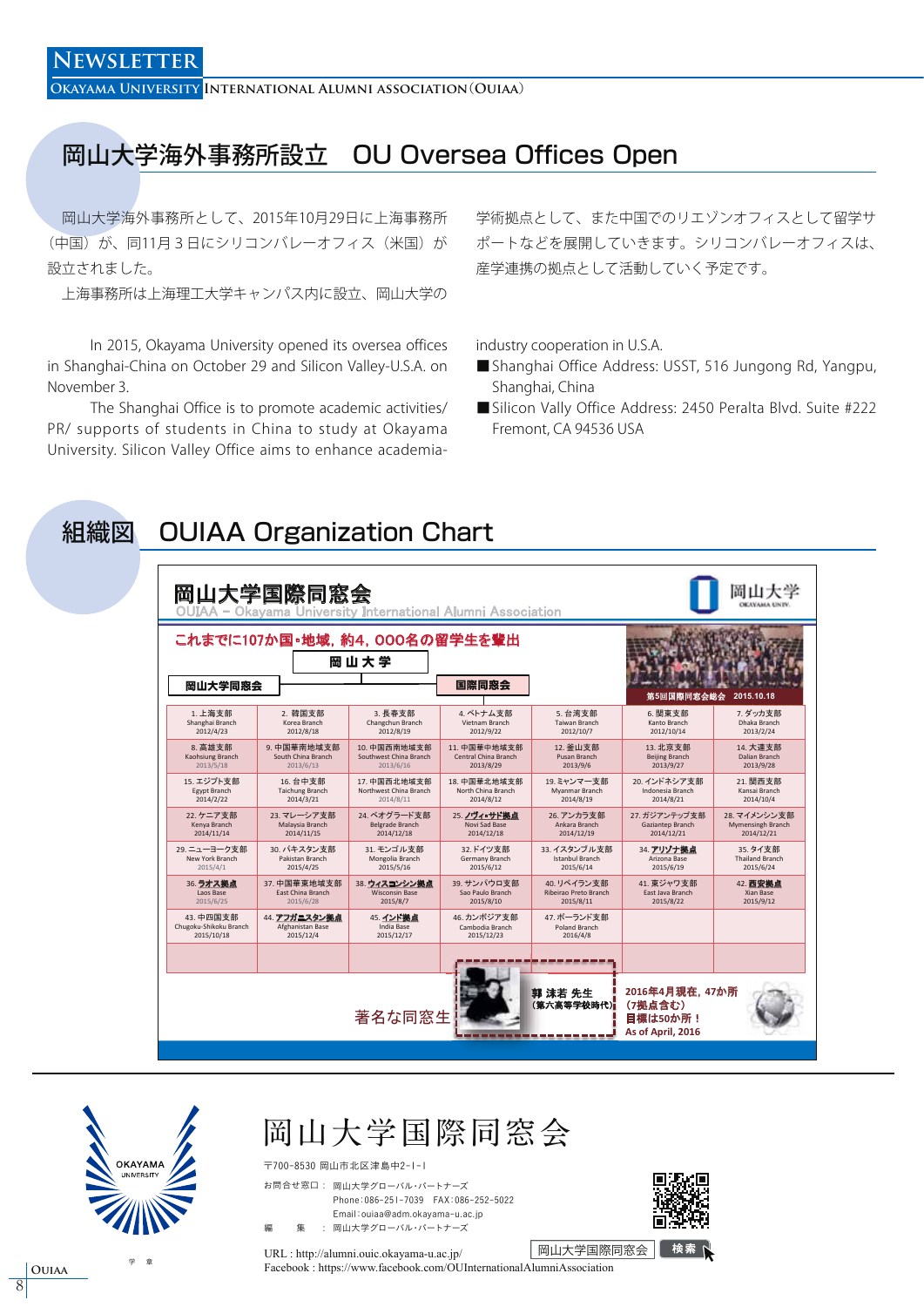# 岡山大学海外事務所設立　OU Oversea Offices Open

岡山大学海外事務所として、2015年10月29日に上海事務所（中国）が、同11月３日にシリコンバレーオフィス（米国）が設立されました。

上海事務所は上海理工大学キャンパス内に設立、岡山大学の学術拠点として、また中国でのリエゾンオフィスとして留学サポートなどを展開していきます。シリコンバレーオフィスは、産学連携の拠点として活動していく予定です。

In 2015, Okayama University opened its oversea offices in Shanghai-China on October 29 and Silicon Valley-U.S.A. on November 3.

The Shanghai Office is to promote academic activities/ PR/ supports of students in China to study at Okayama University. Silicon Valley Office aims to enhance academia-industry cooperation in U.S.A.

■Shanghai Office Address: USST, 516 Jungong Rd, Yangpu, Shanghai, China

■Silicon Vally Office Address: 2450 Peralta Blvd. Suite #222 Fremont, CA 94536 USA

# 組織図　OUIAA Organization Chart

**岡山大学国際同窓会**
OUIAA – Okayama University International Alumni Association

これまでに107か国・地域，約4，000名の留学生を輩出

岡山大学

岡山大学同窓会　　国際同窓会

第5回国際同窓会総会　2015.10.18

| | | | | | | |
|---|---|---|---|---|---|---|
| 1. 上海支部 Shanghai Branch 2012/4/23 | 2. 韓国支部 Korea Branch 2012/8/18 | 3. 長春支部 Changchun Branch 2012/8/19 | 4. ベトナム支部 Vietnam Branch 2012/9/22 | 5. 台湾支部 Taiwan Branch 2012/10/7 | 6. 関東支部 Kanto Branch 2012/10/14 | 7. ダッカ支部 Dhaka Branch 2013/2/24 |
| 8. 高雄支部 Kaohsiung Branch 2013/5/18 | 9. 中国華南地域支部 South China Branch 2013/6/13 | 10. 中国西南地域支部 Southwest China Branch 2013/6/16 | 11. 中国華中地域支部 Central China Branch 2013/8/29 | 12. 釜山支部 Pusan Branch 2013/9/6 | 13. 北京支部 Beijing Branch 2013/9/27 | 14. 大連支部 Dalian Branch 2013/9/28 |
| 15. エジプト支部 Egypt Branch 2014/2/22 | 16. 台中支部 Taichung Branch 2014/3/21 | 17. 中国西北地域支部 Northwest China Branch 2014/8/11 | 18. 中国華北地域支部 North China Branch 2014/8/12 | 19. ミャンマー支部 Myanmar Branch 2014/8/19 | 20. インドネシア支部 Indonesia Branch 2014/8/21 | 21. 関西支部 Kansai Branch 2014/10/4 |
| 22. ケニア支部 Kenya Branch 2014/11/14 | 23. マレーシア支部 Malaysia Branch 2014/11/15 | 24. ベオグラード支部 Belgrade Branch 2014/12/18 | 25. ノヴィ・サド拠点 Novi Sad Base 2014/12/18 | 26. アンカラ支部 Ankara Branch 2014/12/19 | 27. ガジアンテップ支部 Gaziantep Branch 2014/12/21 | 28. マイメンシン支部 Mymensingh Branch 2014/12/21 |
| 29. ニューヨーク支部 New York Branch 2015/4/1 | 30. パキスタン支部 Pakistan Branch 2015/4/25 | 31. モンゴル支部 Mongolia Branch 2015/5/16 | 32. ドイツ支部 Germany Branch 2015/6/12 | 33. イスタンブル支部 Istanbul Branch 2015/6/14 | 34. アリゾナ拠点 Arizona Base 2015/6/19 | 35. タイ支部 Thailand Branch 2015/6/24 |
| 36. ラオス拠点 Laos Base 2015/6/25 | 37. 中国華東地域支部 East China Branch 2015/6/28 | 38. ウィスコンシン拠点 Wisconsin Base 2015/8/7 | 39. サンパウロ支部 Sao Paulo Branch 2015/8/10 | 40. リベイラン支部 Ribeirao Preto Branch 2015/8/11 | 41. 東ジャワ支部 East Java Branch 2015/8/22 | 42. 西安拠点 Xian Base 2015/9/12 |
| 43. 中四国支部 Chugoku-Shikoku Branch 2015/10/18 | 44. アフガニスタン拠点 Afghanistan Base 2015/12/4 | 45. インド拠点 India Base 2015/12/17 | 46. カンボジア支部 Cambodia Branch 2015/12/23 | 47. ポーランド支部 Poland Branch 2016/4/8 | | |

著名な同窓生

郭 沫若 先生
（第六高等学校時代）

2016年4月現在，47か所（7拠点含む）
目標は50か所！
As of April, 2016

---

# 岡山大学国際同窓会

〒700-8530 岡山市北区津島中2-1-1

お問合せ窓口：岡山大学グローバル・パートナーズ
Phone：086-251-7039　FAX：086-252-5022
Email：ouiaa@adm.okayama-u.ac.jp

編　　集：岡山大学グローバル・パートナーズ

URL：http://alumni.ouic.okayama-u.ac.jp/　　岡山大学国際同窓会　検索

Facebook：https://www.facebook.com/OUInternationalAlumniAssociation

学　章